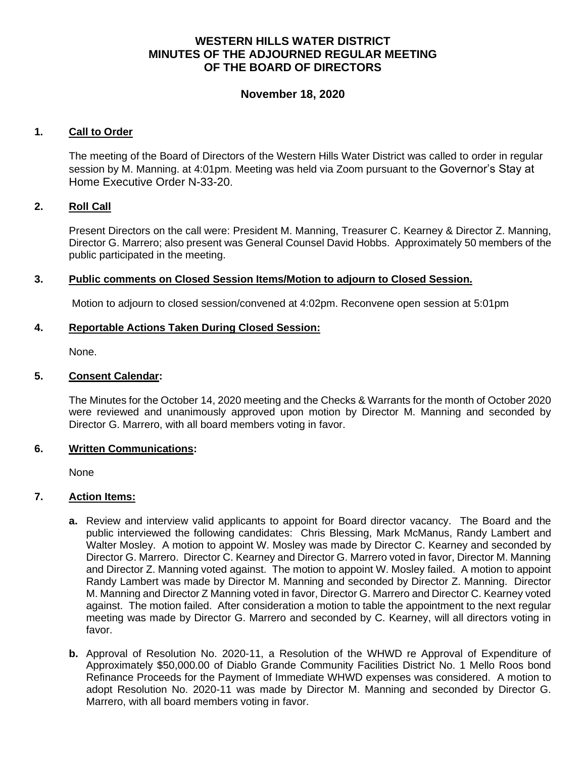# WESTERN HILLS WATER DISTRICT
# MINUTES OF THE ADJOURNED REGULAR MEETING
# OF THE BOARD OF DIRECTORS

## November 18, 2020

**1. Call to Order**

The meeting of the Board of Directors of the Western Hills Water District was called to order in regular session by M. Manning. at 4:01pm. Meeting was held via Zoom pursuant to the Governor's Stay at Home Executive Order N-33-20.

**2. Roll Call**

Present Directors on the call were: President M. Manning, Treasurer C. Kearney & Director Z. Manning, Director G. Marrero; also present was General Counsel David Hobbs. Approximately 50 members of the public participated in the meeting.

**3. Public comments on Closed Session Items/Motion to adjourn to Closed Session.**

Motion to adjourn to closed session/convened at 4:02pm. Reconvene open session at 5:01pm

**4. Reportable Actions Taken During Closed Session:**

None.

**5. Consent Calendar:**

The Minutes for the October 14, 2020 meeting and the Checks & Warrants for the month of October 2020 were reviewed and unanimously approved upon motion by Director M. Manning and seconded by Director G. Marrero, with all board members voting in favor.

**6. Written Communications:**

None

**7. Action Items:**

- **a.** Review and interview valid applicants to appoint for Board director vacancy. The Board and the public interviewed the following candidates: Chris Blessing, Mark McManus, Randy Lambert and Walter Mosley. A motion to appoint W. Mosley was made by Director C. Kearney and seconded by Director G. Marrero. Director C. Kearney and Director G. Marrero voted in favor, Director M. Manning and Director Z. Manning voted against. The motion to appoint W. Mosley failed. A motion to appoint Randy Lambert was made by Director M. Manning and seconded by Director Z. Manning. Director M. Manning and Director Z Manning voted in favor, Director G. Marrero and Director C. Kearney voted against. The motion failed. After consideration a motion to table the appointment to the next regular meeting was made by Director G. Marrero and seconded by C. Kearney, will all directors voting in favor.

- **b.** Approval of Resolution No. 2020-11, a Resolution of the WHWD re Approval of Expenditure of Approximately $50,000.00 of Diablo Grande Community Facilities District No. 1 Mello Roos bond Refinance Proceeds for the Payment of Immediate WHWD expenses was considered. A motion to adopt Resolution No. 2020-11 was made by Director M. Manning and seconded by Director G. Marrero, with all board members voting in favor.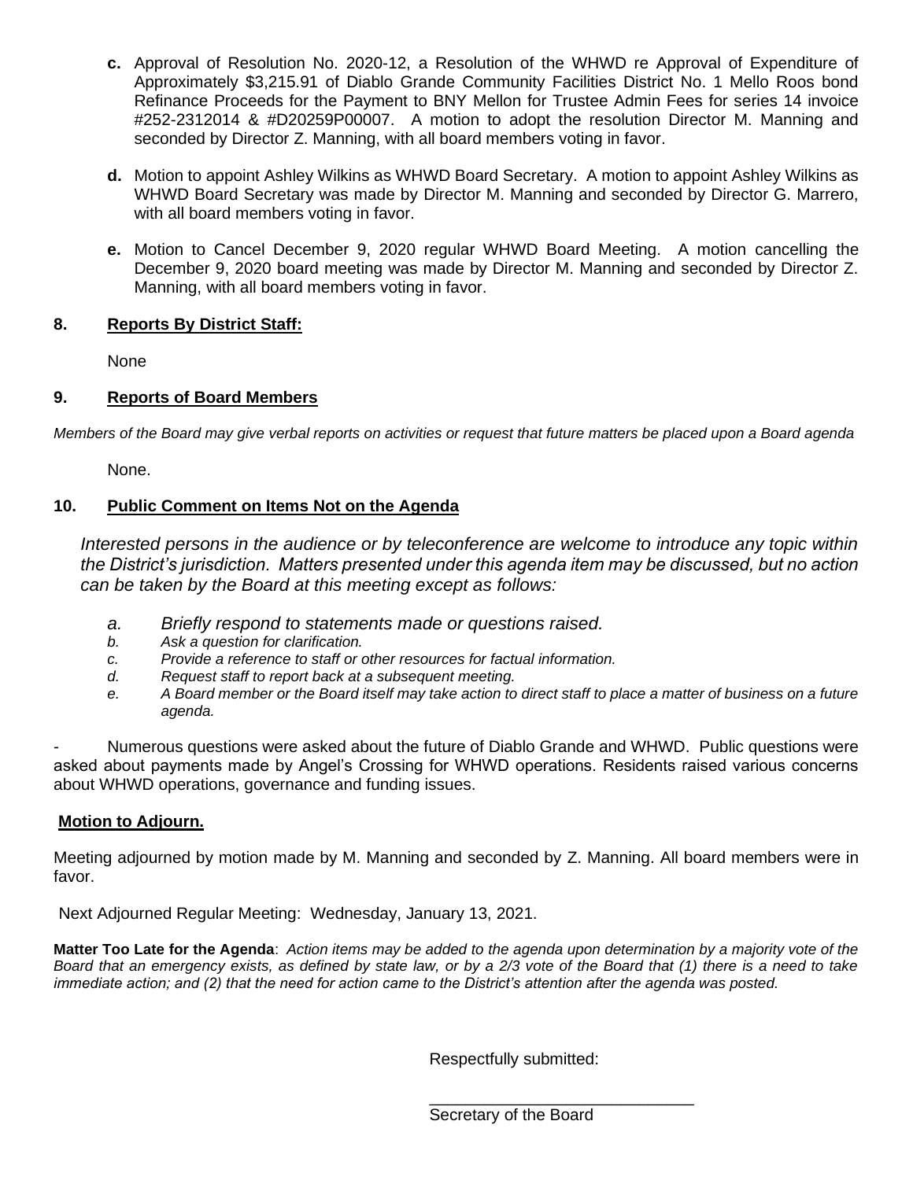**c.** Approval of Resolution No. 2020-12, a Resolution of the WHWD re Approval of Expenditure of Approximately $3,215.91 of Diablo Grande Community Facilities District No. 1 Mello Roos bond Refinance Proceeds for the Payment to BNY Mellon for Trustee Admin Fees for series 14 invoice #252-2312014 & #D20259P00007. A motion to adopt the resolution Director M. Manning and seconded by Director Z. Manning, with all board members voting in favor.

**d.** Motion to appoint Ashley Wilkins as WHWD Board Secretary. A motion to appoint Ashley Wilkins as WHWD Board Secretary was made by Director M. Manning and seconded by Director G. Marrero, with all board members voting in favor.

**e.** Motion to Cancel December 9, 2020 regular WHWD Board Meeting. A motion cancelling the December 9, 2020 board meeting was made by Director M. Manning and seconded by Director Z. Manning, with all board members voting in favor.

## 8. Reports By District Staff:

None

## 9. Reports of Board Members

*Members of the Board may give verbal reports on activities or request that future matters be placed upon a Board agenda*

None.

## 10. Public Comment on Items Not on the Agenda

*Interested persons in the audience or by teleconference are welcome to introduce any topic within the District's jurisdiction. Matters presented under this agenda item may be discussed, but no action can be taken by the Board at this meeting except as follows:*

*a. Briefly respond to statements made or questions raised.*
*b. Ask a question for clarification.*
*c. Provide a reference to staff or other resources for factual information.*
*d. Request staff to report back at a subsequent meeting.*
*e. A Board member or the Board itself may take action to direct staff to place a matter of business on a future agenda.*

- Numerous questions were asked about the future of Diablo Grande and WHWD. Public questions were asked about payments made by Angel's Crossing for WHWD operations. Residents raised various concerns about WHWD operations, governance and funding issues.

**Motion to Adjourn.**

Meeting adjourned by motion made by M. Manning and seconded by Z. Manning. All board members were in favor.

Next Adjourned Regular Meeting: Wednesday, January 13, 2021.

**Matter Too Late for the Agenda**: *Action items may be added to the agenda upon determination by a majority vote of the Board that an emergency exists, as defined by state law, or by a 2/3 vote of the Board that (1) there is a need to take immediate action; and (2) that the need for action came to the District's attention after the agenda was posted.*

Respectfully submitted:

\_\_\_\_\_\_\_\_\_\_\_\_\_\_\_\_\_\_\_\_\_\_\_\_\_\_\_\_\_\_

Secretary of the Board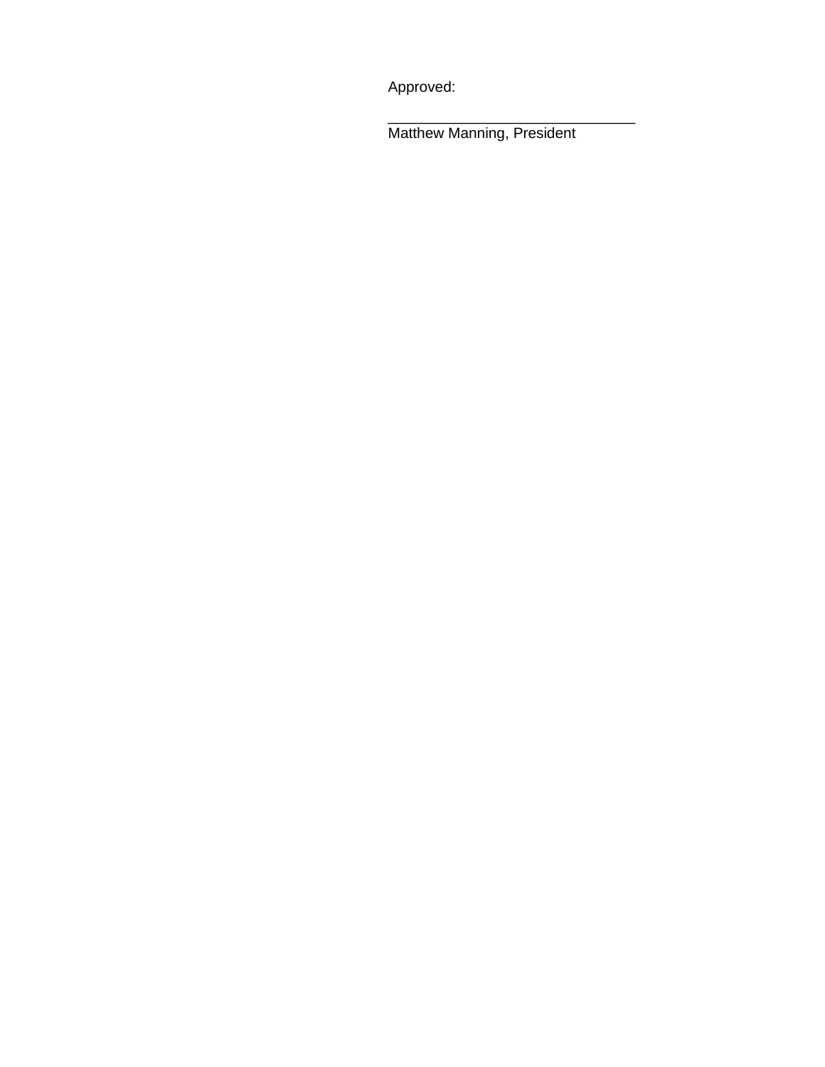Approved:

_______________________________
Matthew Manning, President